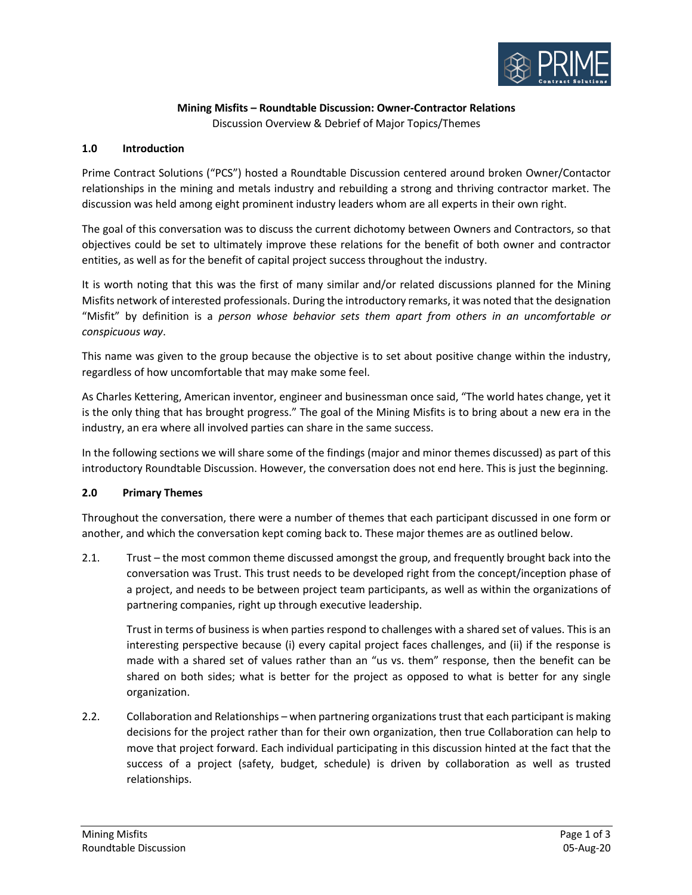**Mining Misfits – Roundtable Discussion: Owner-Contractor Relations**

Discussion Overview & Debrief of Major Topics/Themes

## 1.0 Introduction

Prime Contract Solutions ("PCS") hosted a Roundtable Discussion centered around broken Owner/Contactor relationships in the mining and metals industry and rebuilding a strong and thriving contractor market. The discussion was held among eight prominent industry leaders whom are all experts in their own right.

The goal of this conversation was to discuss the current dichotomy between Owners and Contractors, so that objectives could be set to ultimately improve these relations for the benefit of both owner and contractor entities, as well as for the benefit of capital project success throughout the industry.

It is worth noting that this was the first of many similar and/or related discussions planned for the Mining Misfits network of interested professionals. During the introductory remarks, it was noted that the designation "Misfit" by definition is a *person whose behavior sets them apart from others in an uncomfortable or conspicuous way*.

This name was given to the group because the objective is to set about positive change within the industry, regardless of how uncomfortable that may make some feel.

As Charles Kettering, American inventor, engineer and businessman once said, "The world hates change, yet it is the only thing that has brought progress." The goal of the Mining Misfits is to bring about a new era in the industry, an era where all involved parties can share in the same success.

In the following sections we will share some of the findings (major and minor themes discussed) as part of this introductory Roundtable Discussion. However, the conversation does not end here. This is just the beginning.

## 2.0 Primary Themes

Throughout the conversation, there were a number of themes that each participant discussed in one form or another, and which the conversation kept coming back to. These major themes are as outlined below.

2.1. Trust – the most common theme discussed amongst the group, and frequently brought back into the conversation was Trust. This trust needs to be developed right from the concept/inception phase of a project, and needs to be between project team participants, as well as within the organizations of partnering companies, right up through executive leadership.

Trust in terms of business is when parties respond to challenges with a shared set of values. This is an interesting perspective because (i) every capital project faces challenges, and (ii) if the response is made with a shared set of values rather than an "us vs. them" response, then the benefit can be shared on both sides; what is better for the project as opposed to what is better for any single organization.

2.2. Collaboration and Relationships – when partnering organizations trust that each participant is making decisions for the project rather than for their own organization, then true Collaboration can help to move that project forward. Each individual participating in this discussion hinted at the fact that the success of a project (safety, budget, schedule) is driven by collaboration as well as trusted relationships.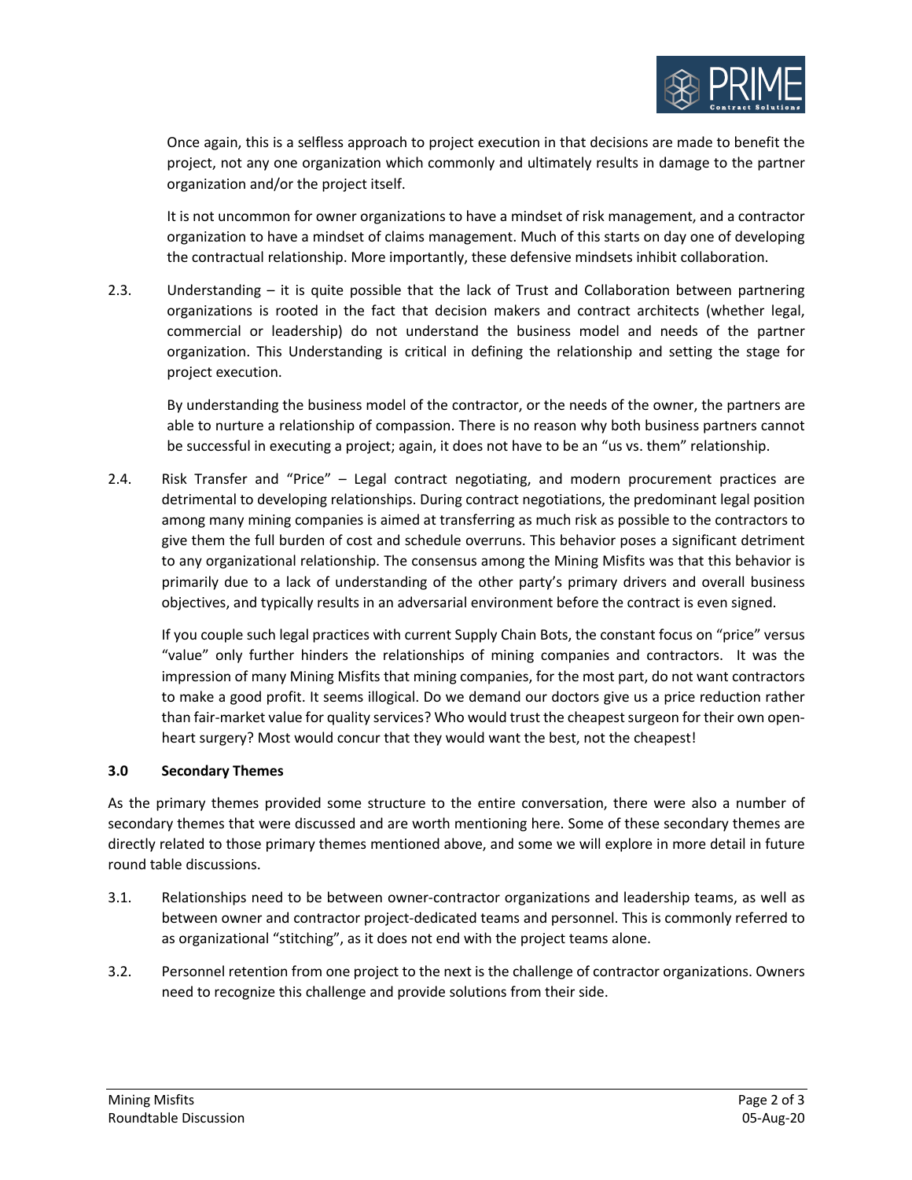Once again, this is a selfless approach to project execution in that decisions are made to benefit the project, not any one organization which commonly and ultimately results in damage to the partner organization and/or the project itself.

It is not uncommon for owner organizations to have a mindset of risk management, and a contractor organization to have a mindset of claims management. Much of this starts on day one of developing the contractual relationship. More importantly, these defensive mindsets inhibit collaboration.

2.3. Understanding – it is quite possible that the lack of Trust and Collaboration between partnering organizations is rooted in the fact that decision makers and contract architects (whether legal, commercial or leadership) do not understand the business model and needs of the partner organization. This Understanding is critical in defining the relationship and setting the stage for project execution.

By understanding the business model of the contractor, or the needs of the owner, the partners are able to nurture a relationship of compassion. There is no reason why both business partners cannot be successful in executing a project; again, it does not have to be an "us vs. them" relationship.

2.4. Risk Transfer and "Price" – Legal contract negotiating, and modern procurement practices are detrimental to developing relationships. During contract negotiations, the predominant legal position among many mining companies is aimed at transferring as much risk as possible to the contractors to give them the full burden of cost and schedule overruns. This behavior poses a significant detriment to any organizational relationship. The consensus among the Mining Misfits was that this behavior is primarily due to a lack of understanding of the other party's primary drivers and overall business objectives, and typically results in an adversarial environment before the contract is even signed.

If you couple such legal practices with current Supply Chain Bots, the constant focus on "price" versus "value" only further hinders the relationships of mining companies and contractors. It was the impression of many Mining Misfits that mining companies, for the most part, do not want contractors to make a good profit. It seems illogical. Do we demand our doctors give us a price reduction rather than fair-market value for quality services? Who would trust the cheapest surgeon for their own open-heart surgery? Most would concur that they would want the best, not the cheapest!

## 3.0 Secondary Themes

As the primary themes provided some structure to the entire conversation, there were also a number of secondary themes that were discussed and are worth mentioning here. Some of these secondary themes are directly related to those primary themes mentioned above, and some we will explore in more detail in future round table discussions.

3.1. Relationships need to be between owner-contractor organizations and leadership teams, as well as between owner and contractor project-dedicated teams and personnel. This is commonly referred to as organizational "stitching", as it does not end with the project teams alone.

3.2. Personnel retention from one project to the next is the challenge of contractor organizations. Owners need to recognize this challenge and provide solutions from their side.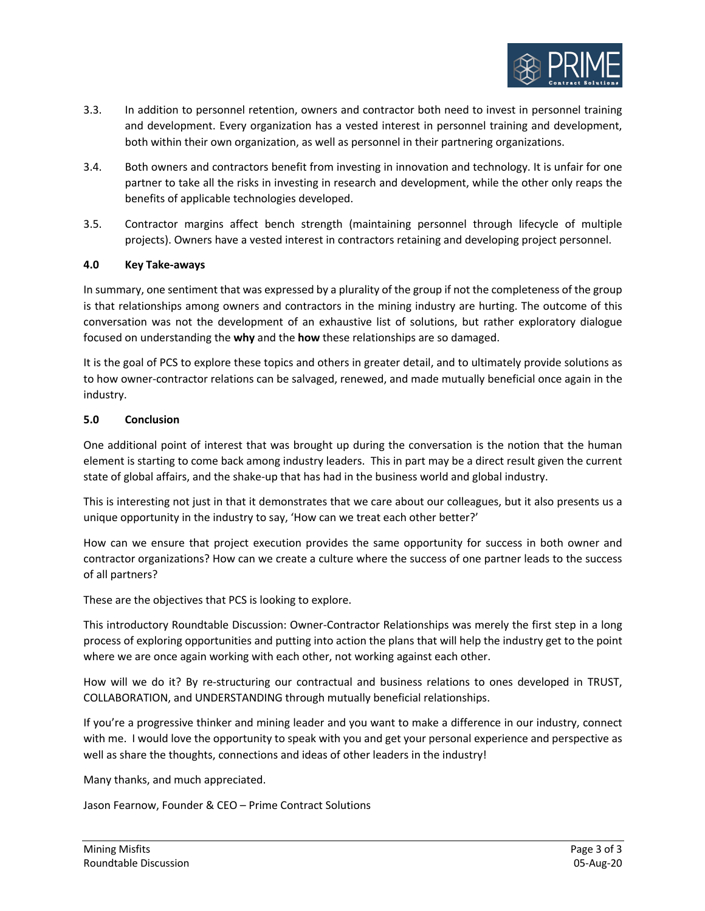3.3. In addition to personnel retention, owners and contractor both need to invest in personnel training and development. Every organization has a vested interest in personnel training and development, both within their own organization, as well as personnel in their partnering organizations.

3.4. Both owners and contractors benefit from investing in innovation and technology. It is unfair for one partner to take all the risks in investing in research and development, while the other only reaps the benefits of applicable technologies developed.

3.5. Contractor margins affect bench strength (maintaining personnel through lifecycle of multiple projects). Owners have a vested interest in contractors retaining and developing project personnel.

### 4.0 Key Take-aways

In summary, one sentiment that was expressed by a plurality of the group if not the completeness of the group is that relationships among owners and contractors in the mining industry are hurting. The outcome of this conversation was not the development of an exhaustive list of solutions, but rather exploratory dialogue focused on understanding the **why** and the **how** these relationships are so damaged.

It is the goal of PCS to explore these topics and others in greater detail, and to ultimately provide solutions as to how owner-contractor relations can be salvaged, renewed, and made mutually beneficial once again in the industry.

### 5.0 Conclusion

One additional point of interest that was brought up during the conversation is the notion that the human element is starting to come back among industry leaders. This in part may be a direct result given the current state of global affairs, and the shake-up that has had in the business world and global industry.

This is interesting not just in that it demonstrates that we care about our colleagues, but it also presents us a unique opportunity in the industry to say, 'How can we treat each other better?'

How can we ensure that project execution provides the same opportunity for success in both owner and contractor organizations? How can we create a culture where the success of one partner leads to the success of all partners?

These are the objectives that PCS is looking to explore.

This introductory Roundtable Discussion: Owner-Contractor Relationships was merely the first step in a long process of exploring opportunities and putting into action the plans that will help the industry get to the point where we are once again working with each other, not working against each other.

How will we do it? By re-structuring our contractual and business relations to ones developed in TRUST, COLLABORATION, and UNDERSTANDING through mutually beneficial relationships.

If you're a progressive thinker and mining leader and you want to make a difference in our industry, connect with me. I would love the opportunity to speak with you and get your personal experience and perspective as well as share the thoughts, connections and ideas of other leaders in the industry!

Many thanks, and much appreciated.

Jason Fearnow, Founder & CEO – Prime Contract Solutions